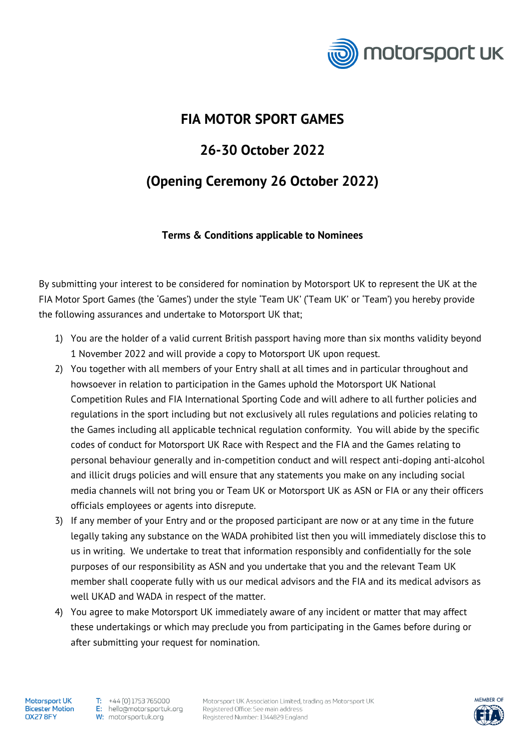# FIA MOTOR SPORT GAMES

## 26-30 October 2022

## (Opening Ceremony 26 October 2022)

**Terms & Conditions applicable to Nominees**

By submitting your interest to be considered for nomination by Motorsport UK to represent the UK at the FIA Motor Sport Games (the 'Games') under the style 'Team UK' ('Team UK' or 'Team') you hereby provide the following assurances and undertake to Motorsport UK that;

1) You are the holder of a valid current British passport having more than six months validity beyond 1 November 2022 and will provide a copy to Motorsport UK upon request.
2) You together with all members of your Entry shall at all times and in particular throughout and howsoever in relation to participation in the Games uphold the Motorsport UK National Competition Rules and FIA International Sporting Code and will adhere to all further policies and regulations in the sport including but not exclusively all rules regulations and policies relating to the Games including all applicable technical regulation conformity. You will abide by the specific codes of conduct for Motorsport UK Race with Respect and the FIA and the Games relating to personal behaviour generally and in-competition conduct and will respect anti-doping anti-alcohol and illicit drugs policies and will ensure that any statements you make on any including social media channels will not bring you or Team UK or Motorsport UK as ASN or FIA or any their officers officials employees or agents into disrepute.
3) If any member of your Entry and or the proposed participant are now or at any time in the future legally taking any substance on the WADA prohibited list then you will immediately disclose this to us in writing. We undertake to treat that information responsibly and confidentially for the sole purposes of our responsibility as ASN and you undertake that you and the relevant Team UK member shall cooperate fully with us our medical advisors and the FIA and its medical advisors as well UKAD and WADA in respect of the matter.
4) You agree to make Motorsport UK immediately aware of any incident or matter that may affect these undertakings or which may preclude you from participating in the Games before during or after submitting your request for nomination.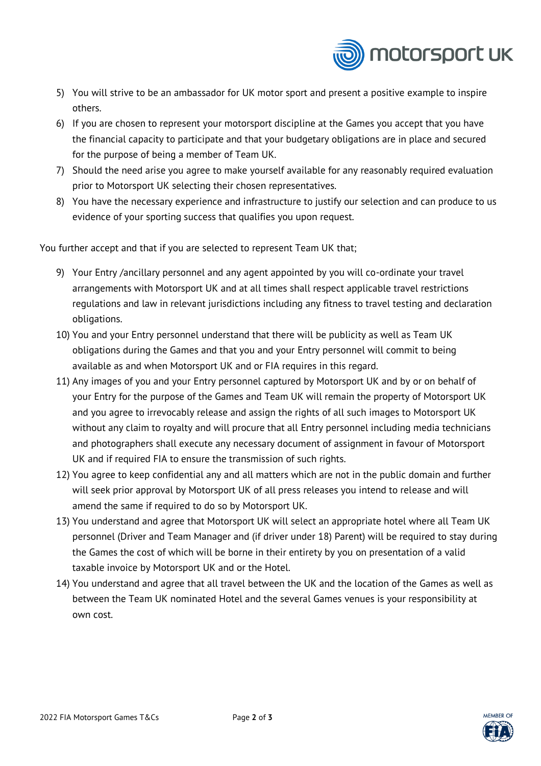5) You will strive to be an ambassador for UK motor sport and present a positive example to inspire others.
6) If you are chosen to represent your motorsport discipline at the Games you accept that you have the financial capacity to participate and that your budgetary obligations are in place and secured for the purpose of being a member of Team UK.
7) Should the need arise you agree to make yourself available for any reasonably required evaluation prior to Motorsport UK selecting their chosen representatives.
8) You have the necessary experience and infrastructure to justify our selection and can produce to us evidence of your sporting success that qualifies you upon request.

You further accept and that if you are selected to represent Team UK that;

9) Your Entry /ancillary personnel and any agent appointed by you will co-ordinate your travel arrangements with Motorsport UK and at all times shall respect applicable travel restrictions regulations and law in relevant jurisdictions including any fitness to travel testing and declaration obligations.
10) You and your Entry personnel understand that there will be publicity as well as Team UK obligations during the Games and that you and your Entry personnel will commit to being available as and when Motorsport UK and or FIA requires in this regard.
11) Any images of you and your Entry personnel captured by Motorsport UK and by or on behalf of your Entry for the purpose of the Games and Team UK will remain the property of Motorsport UK and you agree to irrevocably release and assign the rights of all such images to Motorsport UK without any claim to royalty and will procure that all Entry personnel including media technicians and photographers shall execute any necessary document of assignment in favour of Motorsport UK and if required FIA to ensure the transmission of such rights.
12) You agree to keep confidential any and all matters which are not in the public domain and further will seek prior approval by Motorsport UK of all press releases you intend to release and will amend the same if required to do so by Motorsport UK.
13) You understand and agree that Motorsport UK will select an appropriate hotel where all Team UK personnel (Driver and Team Manager and (if driver under 18) Parent) will be required to stay during the Games the cost of which will be borne in their entirety by you on presentation of a valid taxable invoice by Motorsport UK and or the Hotel.
14) You understand and agree that all travel between the UK and the location of the Games as well as between the Team UK nominated Hotel and the several Games venues is your responsibility at own cost.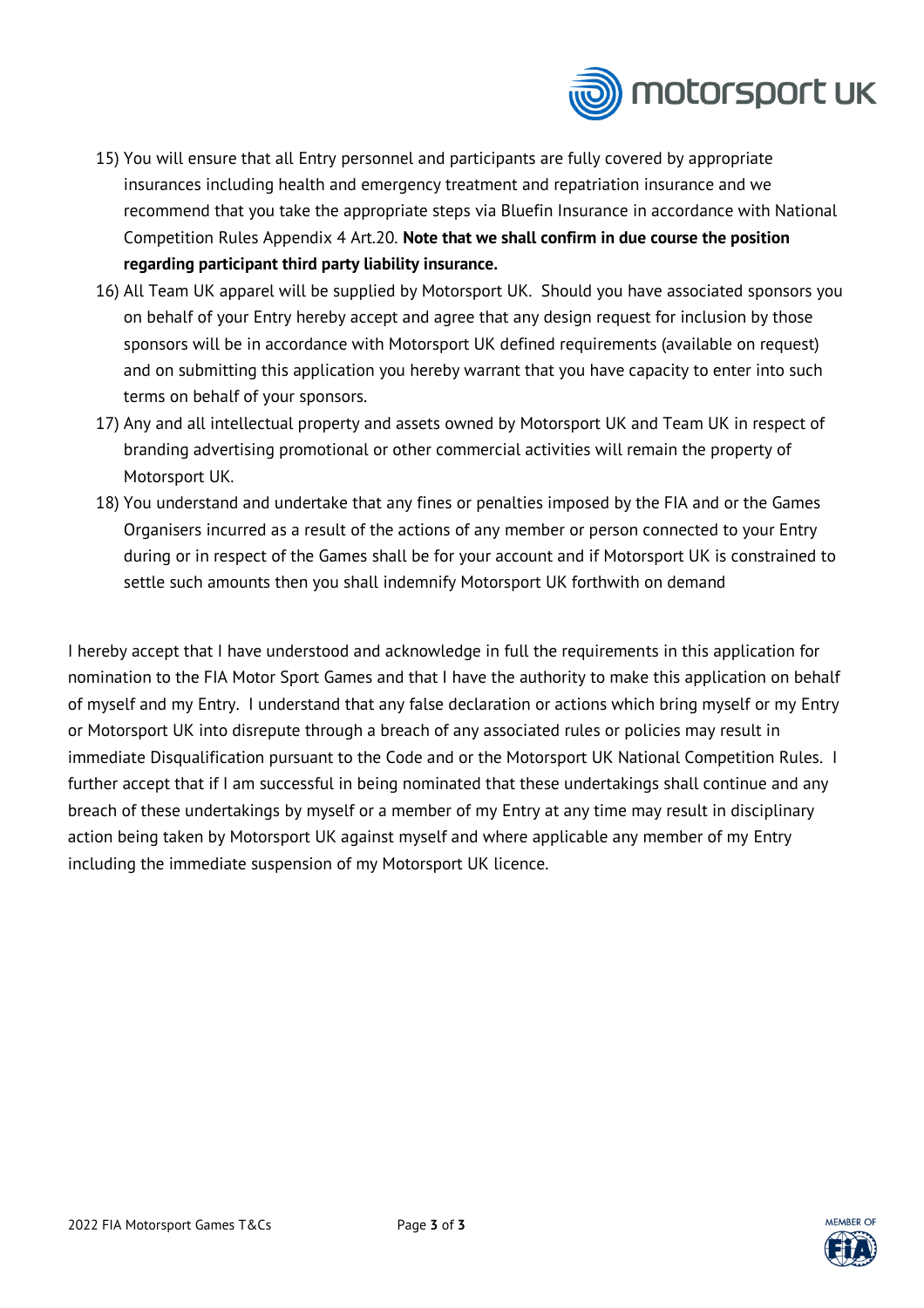15) You will ensure that all Entry personnel and participants are fully covered by appropriate insurances including health and emergency treatment and repatriation insurance and we recommend that you take the appropriate steps via Bluefin Insurance in accordance with National Competition Rules Appendix 4 Art.20. **Note that we shall confirm in due course the position regarding participant third party liability insurance.**
16) All Team UK apparel will be supplied by Motorsport UK. Should you have associated sponsors you on behalf of your Entry hereby accept and agree that any design request for inclusion by those sponsors will be in accordance with Motorsport UK defined requirements (available on request) and on submitting this application you hereby warrant that you have capacity to enter into such terms on behalf of your sponsors.
17) Any and all intellectual property and assets owned by Motorsport UK and Team UK in respect of branding advertising promotional or other commercial activities will remain the property of Motorsport UK.
18) You understand and undertake that any fines or penalties imposed by the FIA and or the Games Organisers incurred as a result of the actions of any member or person connected to your Entry during or in respect of the Games shall be for your account and if Motorsport UK is constrained to settle such amounts then you shall indemnify Motorsport UK forthwith on demand

I hereby accept that I have understood and acknowledge in full the requirements in this application for nomination to the FIA Motor Sport Games and that I have the authority to make this application on behalf of myself and my Entry. I understand that any false declaration or actions which bring myself or my Entry or Motorsport UK into disrepute through a breach of any associated rules or policies may result in immediate Disqualification pursuant to the Code and or the Motorsport UK National Competition Rules. I further accept that if I am successful in being nominated that these undertakings shall continue and any breach of these undertakings by myself or a member of my Entry at any time may result in disciplinary action being taken by Motorsport UK against myself and where applicable any member of my Entry including the immediate suspension of my Motorsport UK licence.